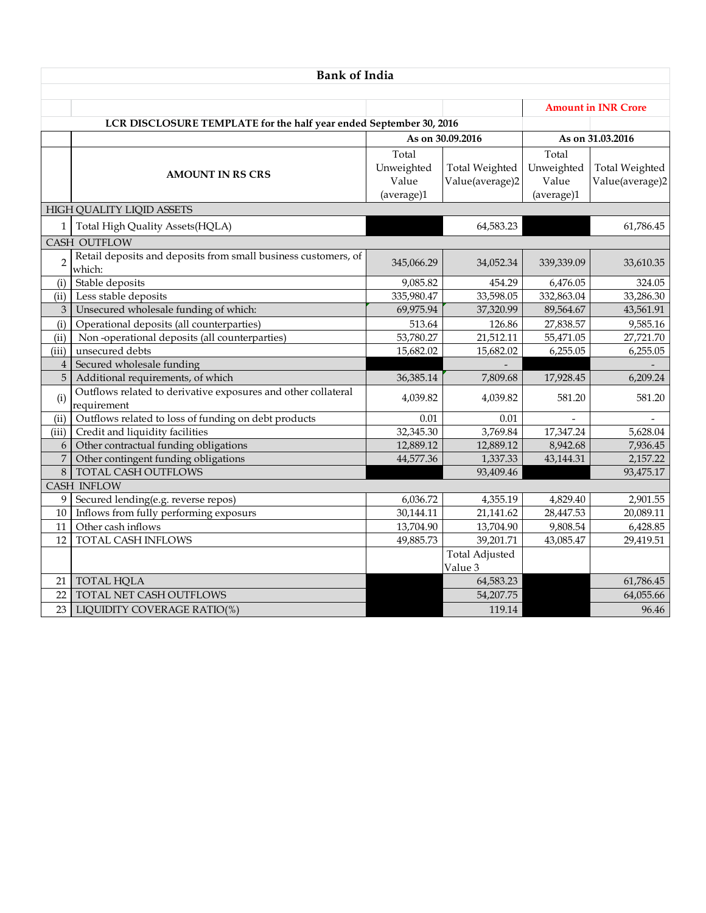# Bank of India

**Amount in INR Crore**

**LCR DISCLOSURE TEMPLATE for the half year ended September 30, 2016**

| | AMOUNT IN RS CRS | As on 30.09.2016 | | As on 31.03.2016 | |
|---|---|---|---|---|---|
| | | Total Unweighted Value (average)1 | Total Weighted Value(average)2 | Total Unweighted Value (average)1 | Total Weighted Value(average)2 |
| HIGH QUALITY LIQID ASSETS | | | | | |
| 1 | Total High Quality Assets(HQLA) | | 64,583.23 | | 61,786.45 |
| CASH OUTFLOW | | | | | |
| 2 | Retail deposits and deposits from small business customers, of which: | 345,066.29 | 34,052.34 | 339,339.09 | 33,610.35 |
| (i) | Stable deposits | 9,085.82 | 454.29 | 6,476.05 | 324.05 |
| (ii) | Less stable deposits | 335,980.47 | 33,598.05 | 332,863.04 | 33,286.30 |
| 3 | Unsecured wholesale funding of which: | 69,975.94 | 37,320.99 | 89,564.67 | 43,561.91 |
| (i) | Operational deposits (all counterparties) | 513.64 | 126.86 | 27,838.57 | 9,585.16 |
| (ii) | Non -operational deposits (all counterparties) | 53,780.27 | 21,512.11 | 55,471.05 | 27,721.70 |
| (iii) | unsecured debts | 15,682.02 | 15,682.02 | 6,255.05 | 6,255.05 |
| 4 | Secured wholesale funding | | - | | - |
| 5 | Additional requirements, of which | 36,385.14 | 7,809.68 | 17,928.45 | 6,209.24 |
| (i) | Outflows related to derivative exposures and other collateral requirement | 4,039.82 | 4,039.82 | 581.20 | 581.20 |
| (ii) | Outflows related to loss of funding on debt products | 0.01 | 0.01 | - | - |
| (iii) | Credit and liquidity facilities | 32,345.30 | 3,769.84 | 17,347.24 | 5,628.04 |
| 6 | Other contractual funding obligations | 12,889.12 | 12,889.12 | 8,942.68 | 7,936.45 |
| 7 | Other contingent funding obligations | 44,577.36 | 1,337.33 | 43,144.31 | 2,157.22 |
| 8 | TOTAL CASH OUTFLOWS | | 93,409.46 | | 93,475.17 |
| CASH INFLOW | | | | | |
| 9 | Secured lending(e.g. reverse repos) | 6,036.72 | 4,355.19 | 4,829.40 | 2,901.55 |
| 10 | Inflows from fully performing exposurs | 30,144.11 | 21,141.62 | 28,447.53 | 20,089.11 |
| 11 | Other cash inflows | 13,704.90 | 13,704.90 | 9,808.54 | 6,428.85 |
| 12 | TOTAL CASH INFLOWS | 49,885.73 | 39,201.71 | 43,085.47 | 29,419.51 |
| | | | Total Adjusted Value 3 | | |
| 21 | TOTAL HQLA | | 64,583.23 | | 61,786.45 |
| 22 | TOTAL NET CASH OUTFLOWS | | 54,207.75 | | 64,055.66 |
| 23 | LIQUIDITY COVERAGE RATIO(%) | | 119.14 | | 96.46 |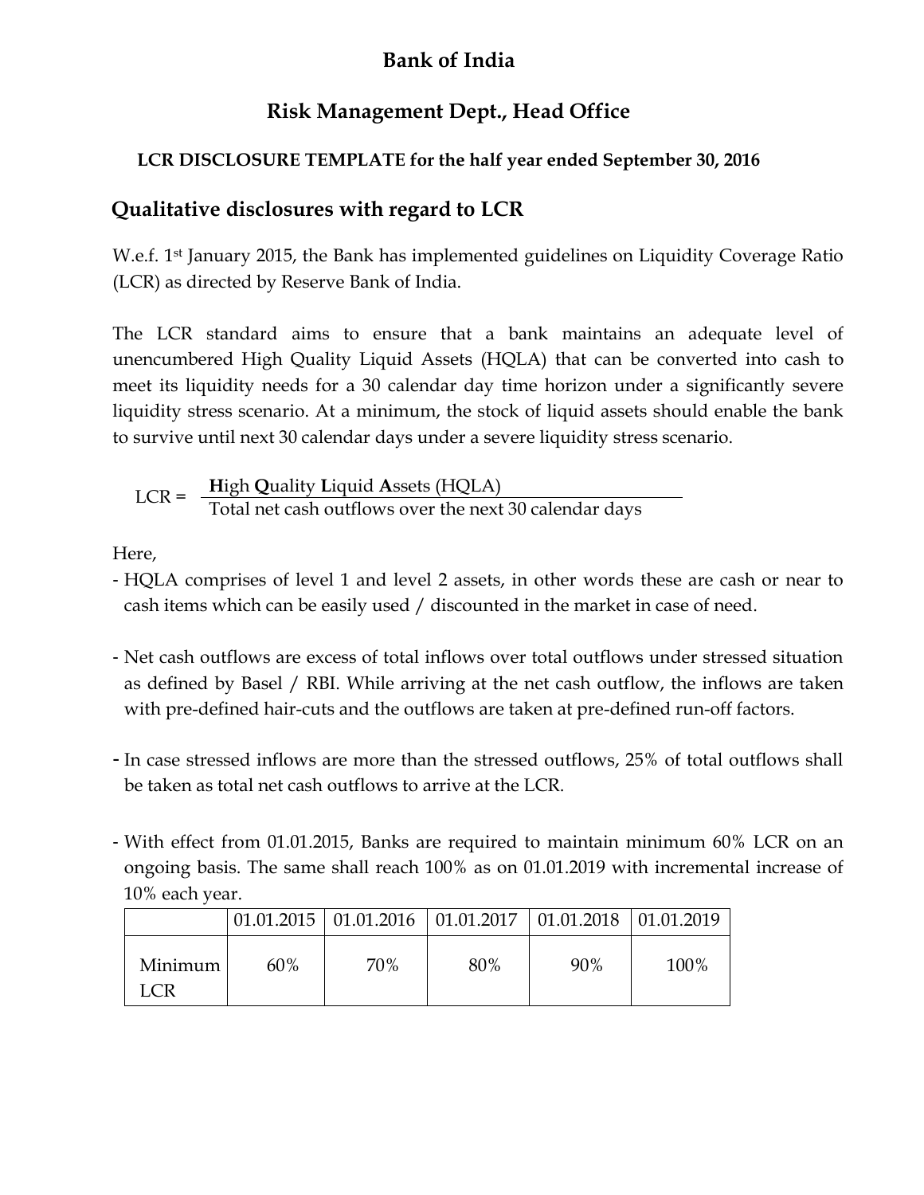# Bank of India

## Risk Management Dept., Head Office

### LCR DISCLOSURE TEMPLATE for the half year ended September 30, 2016

## Qualitative disclosures with regard to LCR

W.e.f. 1st January 2015, the Bank has implemented guidelines on Liquidity Coverage Ratio (LCR) as directed by Reserve Bank of India.

The LCR standard aims to ensure that a bank maintains an adequate level of unencumbered High Quality Liquid Assets (HQLA) that can be converted into cash to meet its liquidity needs for a 30 calendar day time horizon under a significantly severe liquidity stress scenario. At a minimum, the stock of liquid assets should enable the bank to survive until next 30 calendar days under a severe liquidity stress scenario.

$$\text{LCR} = \frac{\textbf{H}\text{igh } \textbf{Q}\text{uality } \textbf{L}\text{iquid } \textbf{A}\text{ssets (HQLA)}}{\text{Total net cash outflows over the next 30 calendar days}}$$

Here,

- HQLA comprises of level 1 and level 2 assets, in other words these are cash or near to cash items which can be easily used / discounted in the market in case of need.

- Net cash outflows are excess of total inflows over total outflows under stressed situation as defined by Basel / RBI. While arriving at the net cash outflow, the inflows are taken with pre-defined hair-cuts and the outflows are taken at pre-defined run-off factors.

- In case stressed inflows are more than the stressed outflows, 25% of total outflows shall be taken as total net cash outflows to arrive at the LCR.

- With effect from 01.01.2015, Banks are required to maintain minimum 60% LCR on an ongoing basis. The same shall reach 100% as on 01.01.2019 with incremental increase of 10% each year.

| | 01.01.2015 | 01.01.2016 | 01.01.2017 | 01.01.2018 | 01.01.2019 |
|---|---|---|---|---|---|
| Minimum LCR | 60% | 70% | 80% | 90% | 100% |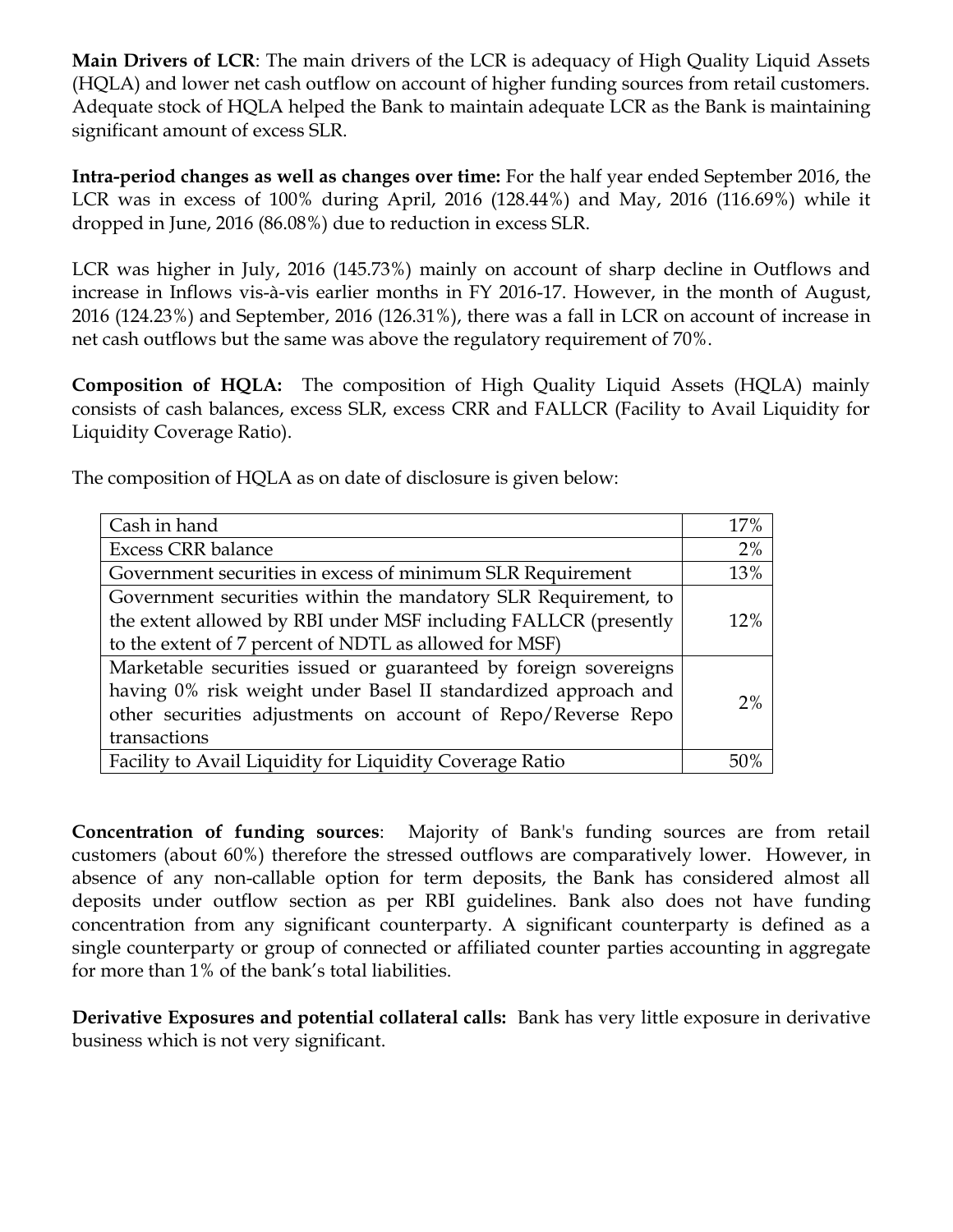**Main Drivers of LCR**: The main drivers of the LCR is adequacy of High Quality Liquid Assets (HQLA) and lower net cash outflow on account of higher funding sources from retail customers. Adequate stock of HQLA helped the Bank to maintain adequate LCR as the Bank is maintaining significant amount of excess SLR.

**Intra-period changes as well as changes over time:** For the half year ended September 2016, the LCR was in excess of 100% during April, 2016 (128.44%) and May, 2016 (116.69%) while it dropped in June, 2016 (86.08%) due to reduction in excess SLR.

LCR was higher in July, 2016 (145.73%) mainly on account of sharp decline in Outflows and increase in Inflows vis-à-vis earlier months in FY 2016-17. However, in the month of August, 2016 (124.23%) and September, 2016 (126.31%), there was a fall in LCR on account of increase in net cash outflows but the same was above the regulatory requirement of 70%.

**Composition of HQLA:** The composition of High Quality Liquid Assets (HQLA) mainly consists of cash balances, excess SLR, excess CRR and FALLCR (Facility to Avail Liquidity for Liquidity Coverage Ratio).

The composition of HQLA as on date of disclosure is given below:

| | |
|---|---|
| Cash in hand | 17% |
| Excess CRR balance | 2% |
| Government securities in excess of minimum SLR Requirement | 13% |
| Government securities within the mandatory SLR Requirement, to the extent allowed by RBI under MSF including FALLCR (presently to the extent of 7 percent of NDTL as allowed for MSF) | 12% |
| Marketable securities issued or guaranteed by foreign sovereigns having 0% risk weight under Basel II standardized approach and other securities adjustments on account of Repo/Reverse Repo transactions | 2% |
| Facility to Avail Liquidity for Liquidity Coverage Ratio | 50% |

**Concentration of funding sources**: Majority of Bank's funding sources are from retail customers (about 60%) therefore the stressed outflows are comparatively lower. However, in absence of any non-callable option for term deposits, the Bank has considered almost all deposits under outflow section as per RBI guidelines. Bank also does not have funding concentration from any significant counterparty. A significant counterparty is defined as a single counterparty or group of connected or affiliated counter parties accounting in aggregate for more than 1% of the bank's total liabilities.

**Derivative Exposures and potential collateral calls:** Bank has very little exposure in derivative business which is not very significant.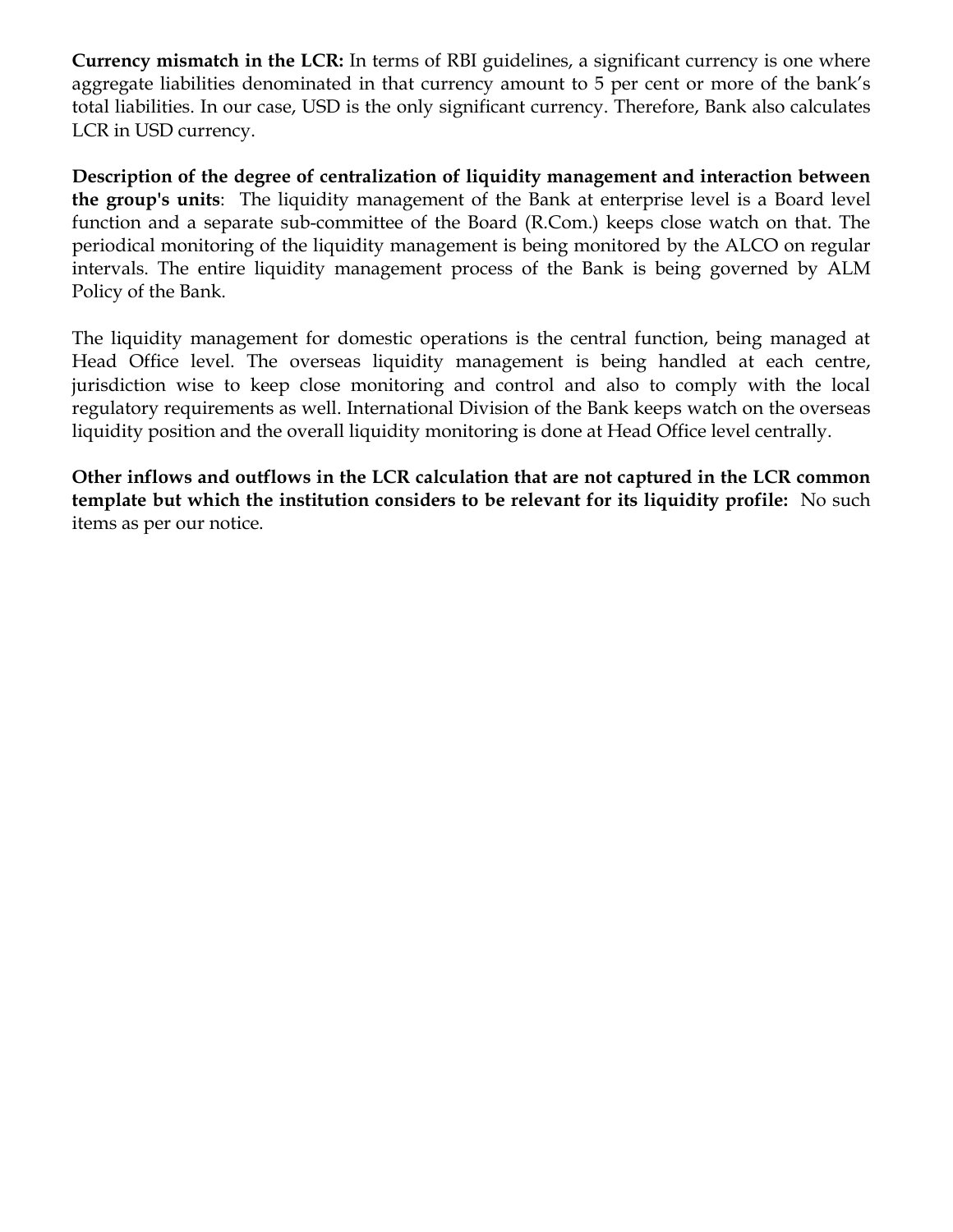**Currency mismatch in the LCR:** In terms of RBI guidelines, a significant currency is one where aggregate liabilities denominated in that currency amount to 5 per cent or more of the bank's total liabilities. In our case, USD is the only significant currency. Therefore, Bank also calculates LCR in USD currency.

**Description of the degree of centralization of liquidity management and interaction between the group's units**: The liquidity management of the Bank at enterprise level is a Board level function and a separate sub-committee of the Board (R.Com.) keeps close watch on that. The periodical monitoring of the liquidity management is being monitored by the ALCO on regular intervals. The entire liquidity management process of the Bank is being governed by ALM Policy of the Bank.

The liquidity management for domestic operations is the central function, being managed at Head Office level. The overseas liquidity management is being handled at each centre, jurisdiction wise to keep close monitoring and control and also to comply with the local regulatory requirements as well. International Division of the Bank keeps watch on the overseas liquidity position and the overall liquidity monitoring is done at Head Office level centrally.

**Other inflows and outflows in the LCR calculation that are not captured in the LCR common template but which the institution considers to be relevant for its liquidity profile:** No such items as per our notice.